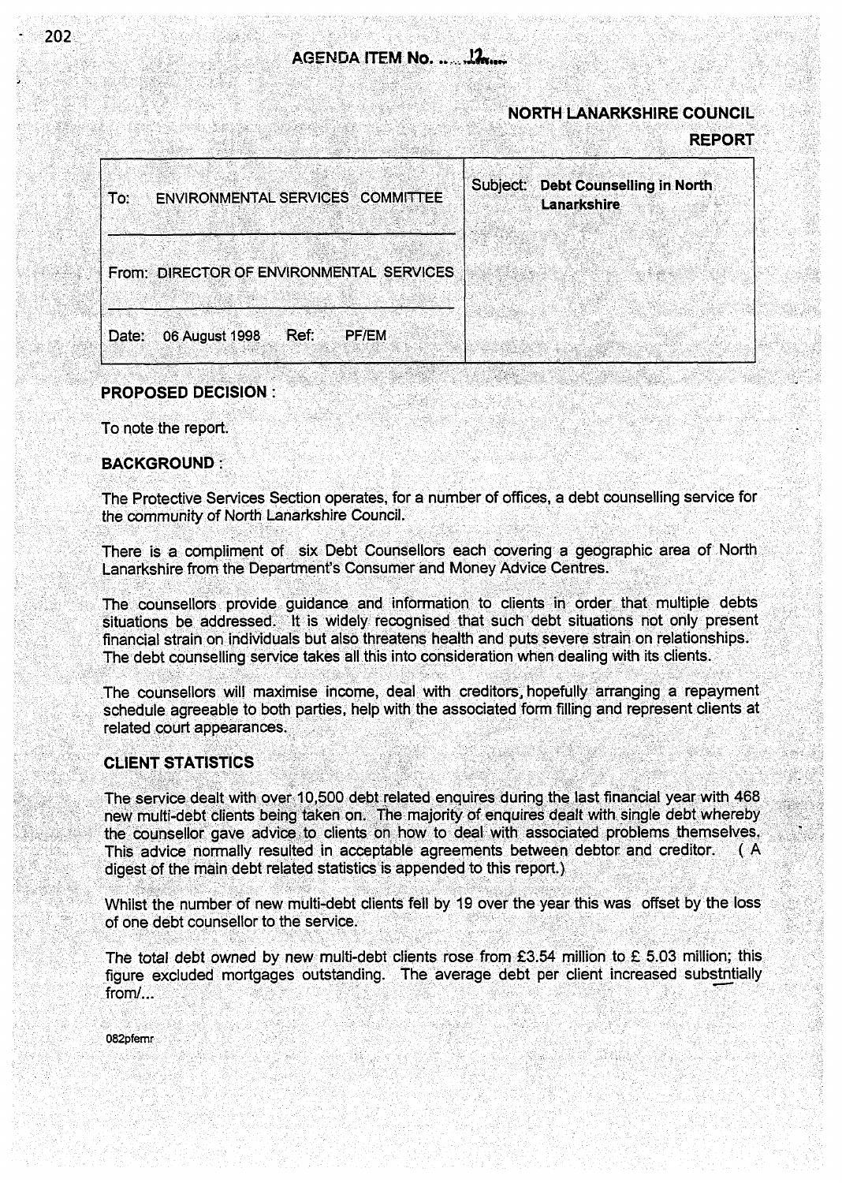**AGENDA ITEM No. 12**

**NORTH LANARKSHIRE COUNCIL**

**REPORT**

| To: ENVIRONMENTAL SERVICES COMMITTEE | Subject: **Debt Counselling in North Lanarkshire** |
|---|---|
| From: DIRECTOR OF ENVIRONMENTAL SERVICES | |
| Date: 06 August 1998 Ref: PF/EM | |

**PROPOSED DECISION :**

To note the report.

**BACKGROUND :**

The Protective Services Section operates, for a number of offices, a debt counselling service for the community of North Lanarkshire Council.

There is a compliment of six Debt Counsellors each covering a geographic area of North Lanarkshire from the Department's Consumer and Money Advice Centres.

The counsellors provide guidance and information to clients in order that multiple debts situations be addressed. It is widely recognised that such debt situations not only present financial strain on individuals but also threatens health and puts severe strain on relationships. The debt counselling service takes all this into consideration when dealing with its clients.

The counsellors will maximise income, deal with creditors, hopefully arranging a repayment schedule agreeable to both parties, help with the associated form filling and represent clients at related court appearances.

**CLIENT STATISTICS**

The service dealt with over 10,500 debt related enquires during the last financial year with 468 new multi-debt clients being taken on. The majority of enquires dealt with single debt whereby the counsellor gave advice to clients on how to deal with associated problems themselves. This advice normally resulted in acceptable agreements between debtor and creditor. ( A digest of the main debt related statistics is appended to this report.)

Whilst the number of new multi-debt clients fell by 19 over the year this was offset by the loss of one debt counsellor to the service.

The total debt owned by new multi-debt clients rose from £3.54 million to £ 5.03 million; this figure excluded mortgages outstanding. The average debt per client increased substntially from/...

082pfemr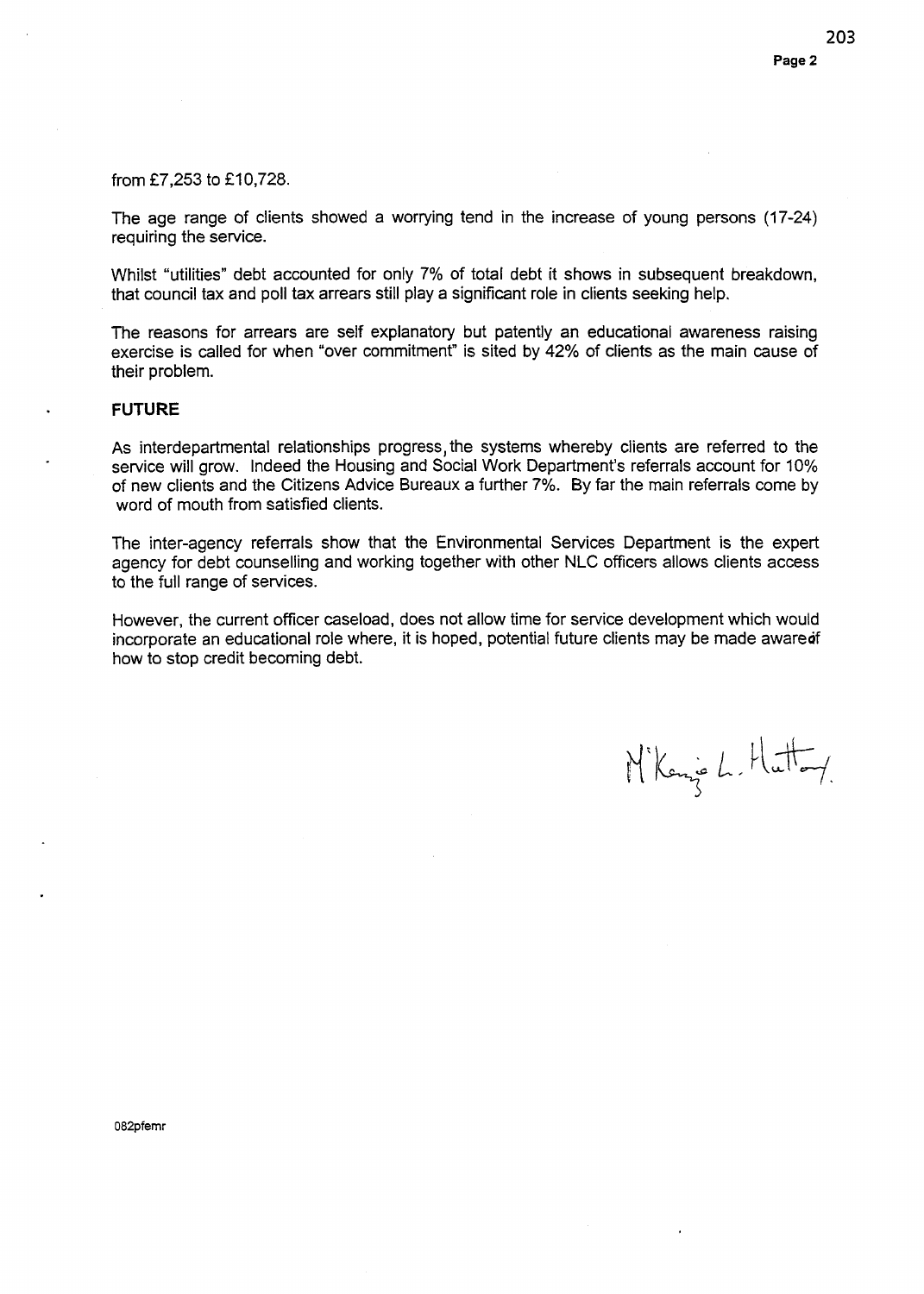from £7,253 to £10,728.

The age range of clients showed a worrying tend in the increase of young persons (17-24) requiring the service.

Whilst "utilities" debt accounted for only 7% of total debt it shows in subsequent breakdown, that council tax and poll tax arrears still play a significant role in clients seeking help.

The reasons for arrears are self explanatory but patently an educational awareness raising exercise is called for when "over commitment" is sited by 42% of clients as the main cause of their problem.

**FUTURE**

As interdepartmental relationships progress, the systems whereby clients are referred to the service will grow. Indeed the Housing and Social Work Department's referrals account for 10% of new clients and the Citizens Advice Bureaux a further 7%. By far the main referrals come by word of mouth from satisfied clients.

The inter-agency referrals show that the Environmental Services Department is the expert agency for debt counselling and working together with other NLC officers allows clients access to the full range of services.

However, the current officer caseload, does not allow time for service development which would incorporate an educational role where, it is hoped, potential future clients may be made aware of how to stop credit becoming debt.

M'Kenzie L. Hattey.

082pfemr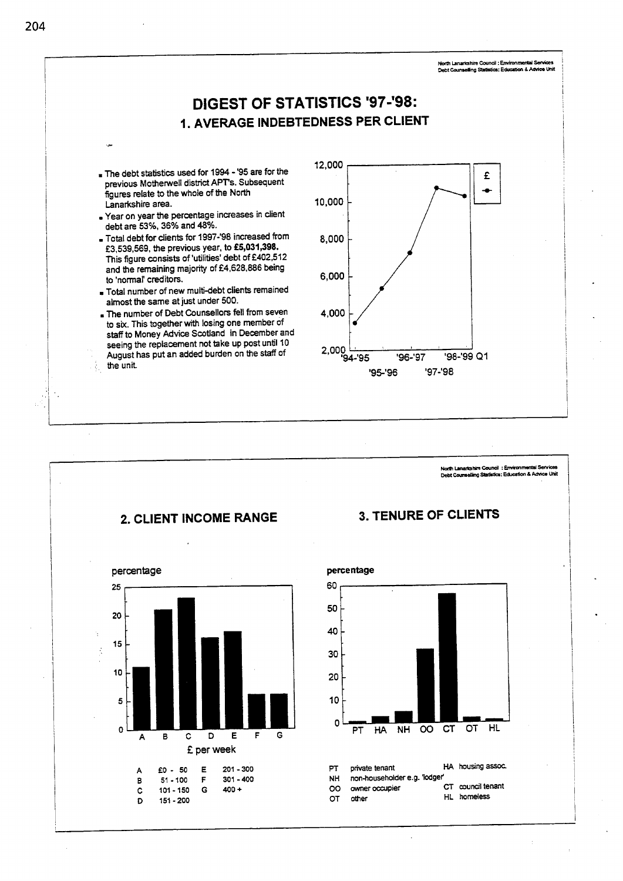North Lanarkshire Council : Environmental Services
Debt Counselling Statistics: Education & Advice Unit

# DIGEST OF STATISTICS '97-'98:

## 1. AVERAGE INDEBTEDNESS PER CLIENT

- The debt statistics used for 1994 - '95 are for the previous Motherwell district APT's. Subsequent figures relate to the whole of the North Lanarkshire area.
- Year on year the percentage increases in client debt are 53%, 36% and 48%.
- Total debt for clients for 1997-'98 increased from £3,539,569, the previous year, to **£5,031,398.** This figure consists of 'utilities' debt of £402,512 and the remaining majority of £4,628,886 being to 'normal' creditors.
- Total number of new multi-debt clients remained almost the same at just under 500.
- The number of Debt Counsellors fell from seven to six. This together with losing one member of staff to Money Advice Scotland in December and seeing the replacement not take up post until 10 August has put an added burden on the staff of the unit.

North Lanarkshire Council : Environmental Services
Debt Counselling Statistics: Education & Advice Unit

## 2. CLIENT INCOME RANGE

£ per week

| | | | |
|---|---|---|---|
| A | £0 - 50 | E | 201 - 300 |
| B | 51 - 100 | F | 301 - 400 |
| C | 101 - 150 | G | 400 + |
| D | 151 - 200 | | |

## 3. TENURE OF CLIENTS

| | | | |
|---|---|---|---|
| PT | private tenant | HA | housing assoc. |
| NH | non-householder e.g. 'lodger' | | |
| OO | owner occupier | CT | council tenant |
| OT | other | HL | homeless |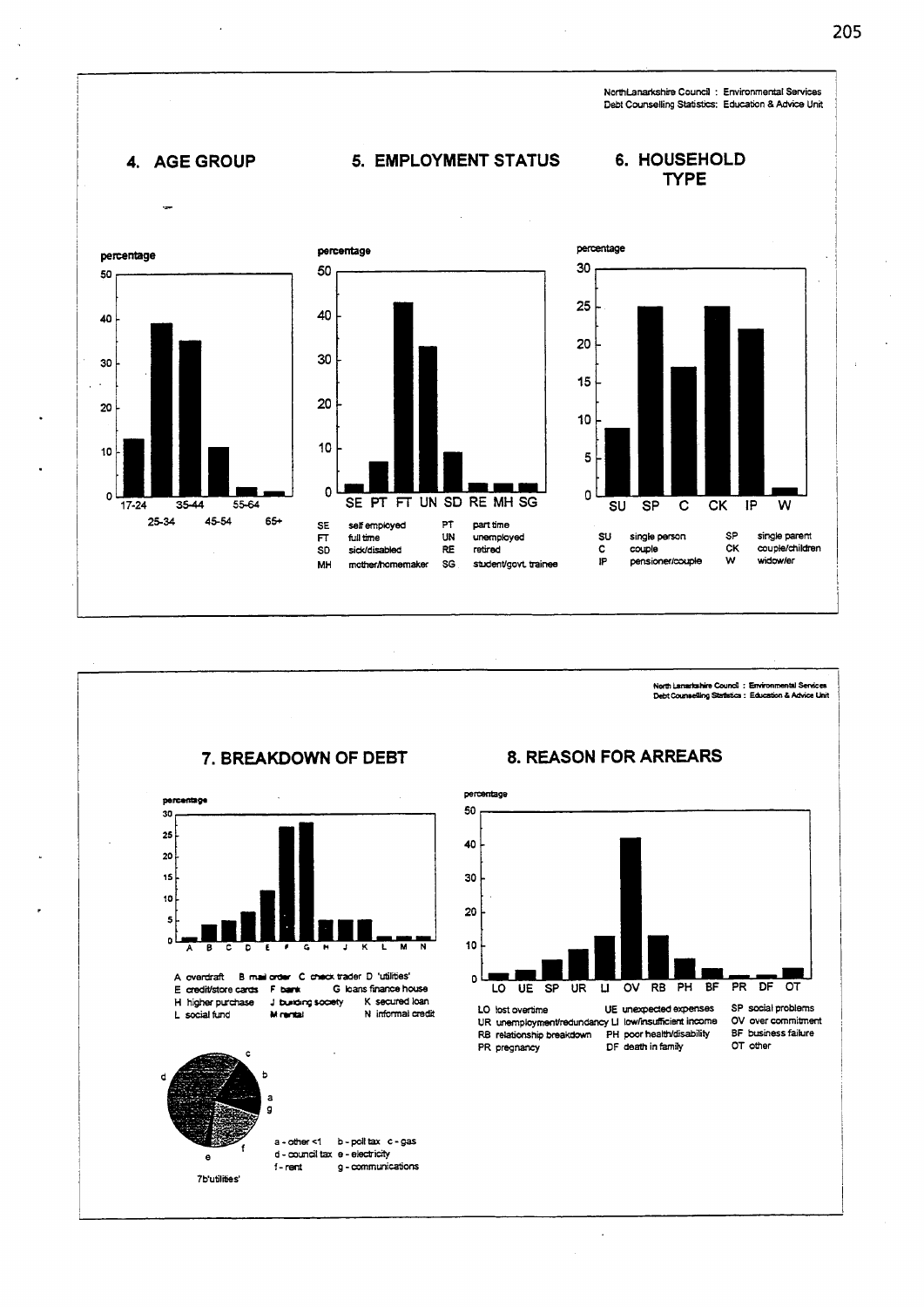NorthLanarkshire Council : Environmental Services
Debt Counselling Statistics: Education & Advice Unit

## 4. AGE GROUP

percentage

50
40
30
20
10
0

17-24 25-34 35-44 45-54 55-64 65+

## 5. EMPLOYMENT STATUS

percentage

50
40
30
20
10
0

SE PT FT UN SD RE MH SG

SE self employed
PT part time
FT full time
UN unemployed
SD sick/disabled
RE retired
MH mother/homemaker
SG student/govt. trainee

## 6. HOUSEHOLD TYPE

percentage

30
25
20
15
10
5
0

SU SP C CK IP W

SU single person
SP single parent
C couple
CK couple/children
IP pensioner/couple
W widow/er

North Lanarkshire Council : Environmental Services
Debt Counselling Statistics : Education & Advice Unit

## 7. BREAKDOWN OF DEBT

percentage

30
25
20
15
10
5
0

A B C D E F G H J K L M N

A overdraft B mail order C check trader D 'utilities'
E credit/store cards F bank G loans finance house
H higher purchase J building society K secured loan
L social fund M rental N informal credit

a b c d e f g

a - other <1 b - poll tax c - gas
d - council tax e - electricity
f - rent g - communications

7b'utilities'

## 8. REASON FOR ARREARS

percentage

50
40
30
20
10
0

LO UE SP UR LI OV RB PH BF PR DF OT

LO lost overtime
UE unexpected expenses
SP social problems
UR unemployment/redundancy
LI low/insufficient income
OV over commitment
RB relationship breakdown
PH poor health/disability
BF business failure
PR pregnancy
DF death in family
OT other